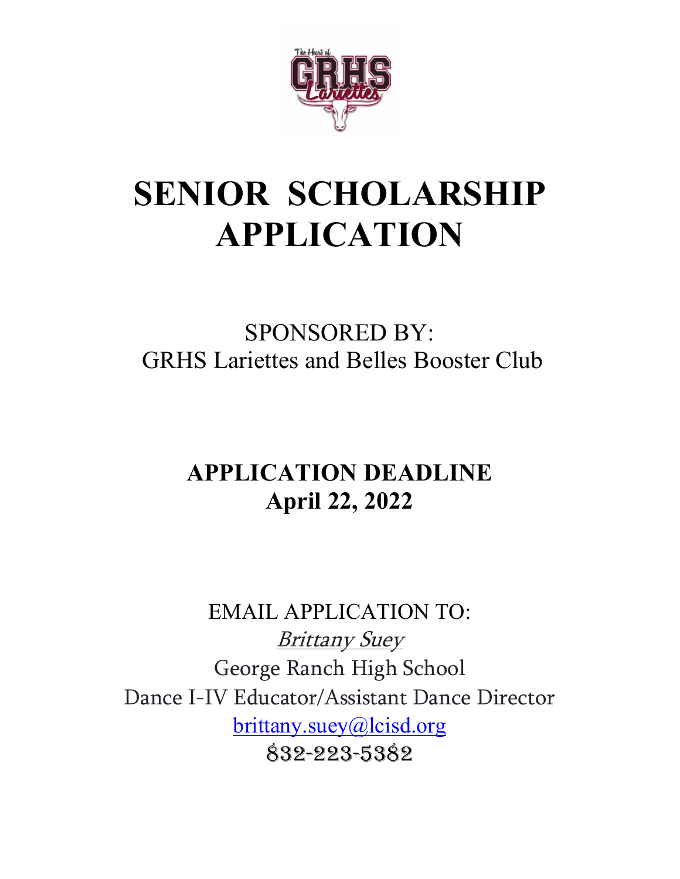# SENIOR SCHOLARSHIP APPLICATION

SPONSORED BY:
GRHS Lariettes and Belles Booster Club

## APPLICATION DEADLINE
## April 22, 2022

EMAIL APPLICATION TO:

*Brittany Suey*

George Ranch High School

Dance I-IV Educator/Assistant Dance Director

brittany.suey@lcisd.org

832-223-5382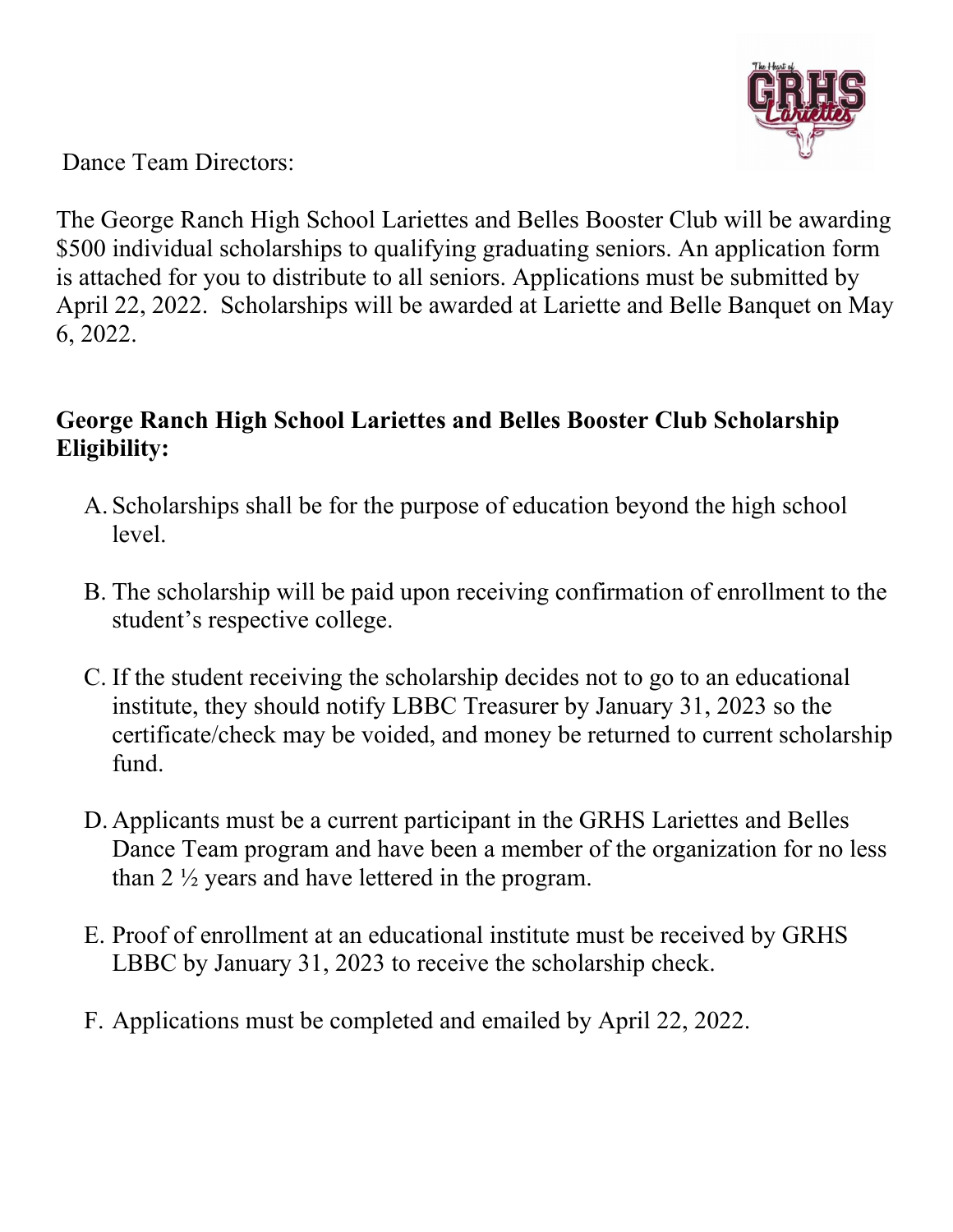Dance Team Directors:

The George Ranch High School Lariettes and Belles Booster Club will be awarding $500 individual scholarships to qualifying graduating seniors. An application form is attached for you to distribute to all seniors. Applications must be submitted by April 22, 2022. Scholarships will be awarded at Lariette and Belle Banquet on May 6, 2022.

**George Ranch High School Lariettes and Belles Booster Club Scholarship Eligibility:**

A. Scholarships shall be for the purpose of education beyond the high school level.

B. The scholarship will be paid upon receiving confirmation of enrollment to the student's respective college.

C. If the student receiving the scholarship decides not to go to an educational institute, they should notify LBBC Treasurer by January 31, 2023 so the certificate/check may be voided, and money be returned to current scholarship fund.

D. Applicants must be a current participant in the GRHS Lariettes and Belles Dance Team program and have been a member of the organization for no less than 2 ½ years and have lettered in the program.

E. Proof of enrollment at an educational institute must be received by GRHS LBBC by January 31, 2023 to receive the scholarship check.

F. Applications must be completed and emailed by April 22, 2022.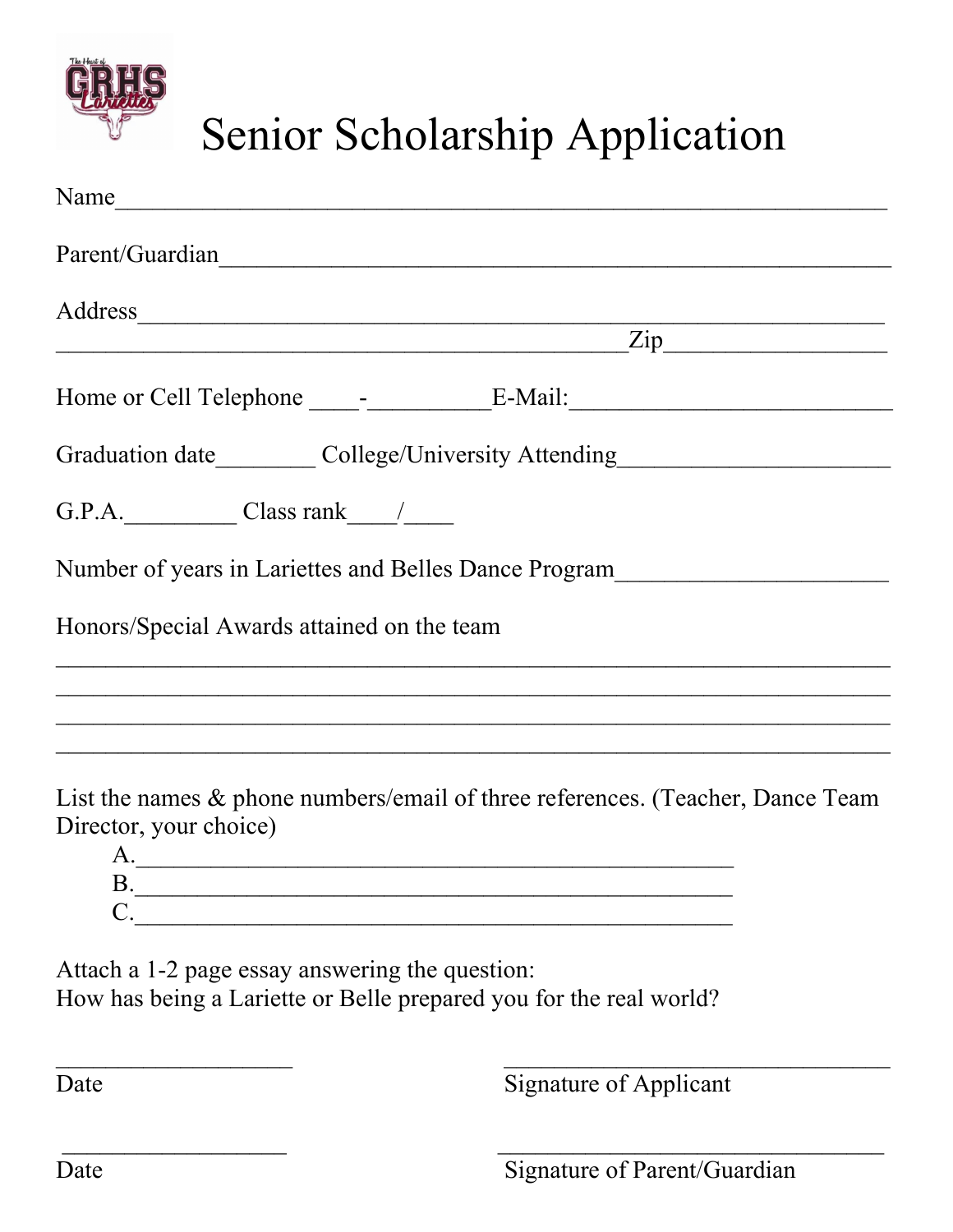# Senior Scholarship Application

Name_______________________________________________________________

Parent/Guardian______________________________________________________

Address_____________________________________________________________
_______________________________________________Zip__________________

Home or Cell Telephone ____-__________E-Mail:___________________________

Graduation date________ College/University Attending______________________

G.P.A._________ Class rank____/____

Number of years in Lariettes and Belles Dance Program______________________

Honors/Special Awards attained on the team
_____________________________________________________________________
_____________________________________________________________________
_____________________________________________________________________
_____________________________________________________________________

List the names & phone numbers/email of three references. (Teacher, Dance Team Director, your choice)

A.__________________________________________________
B.__________________________________________________
C.__________________________________________________

Attach a 1-2 page essay answering the question:
How has being a Lariette or Belle prepared you for the real world?

____________________ ________________________________
Date Signature of Applicant

____________________ ________________________________
Date Signature of Parent/Guardian